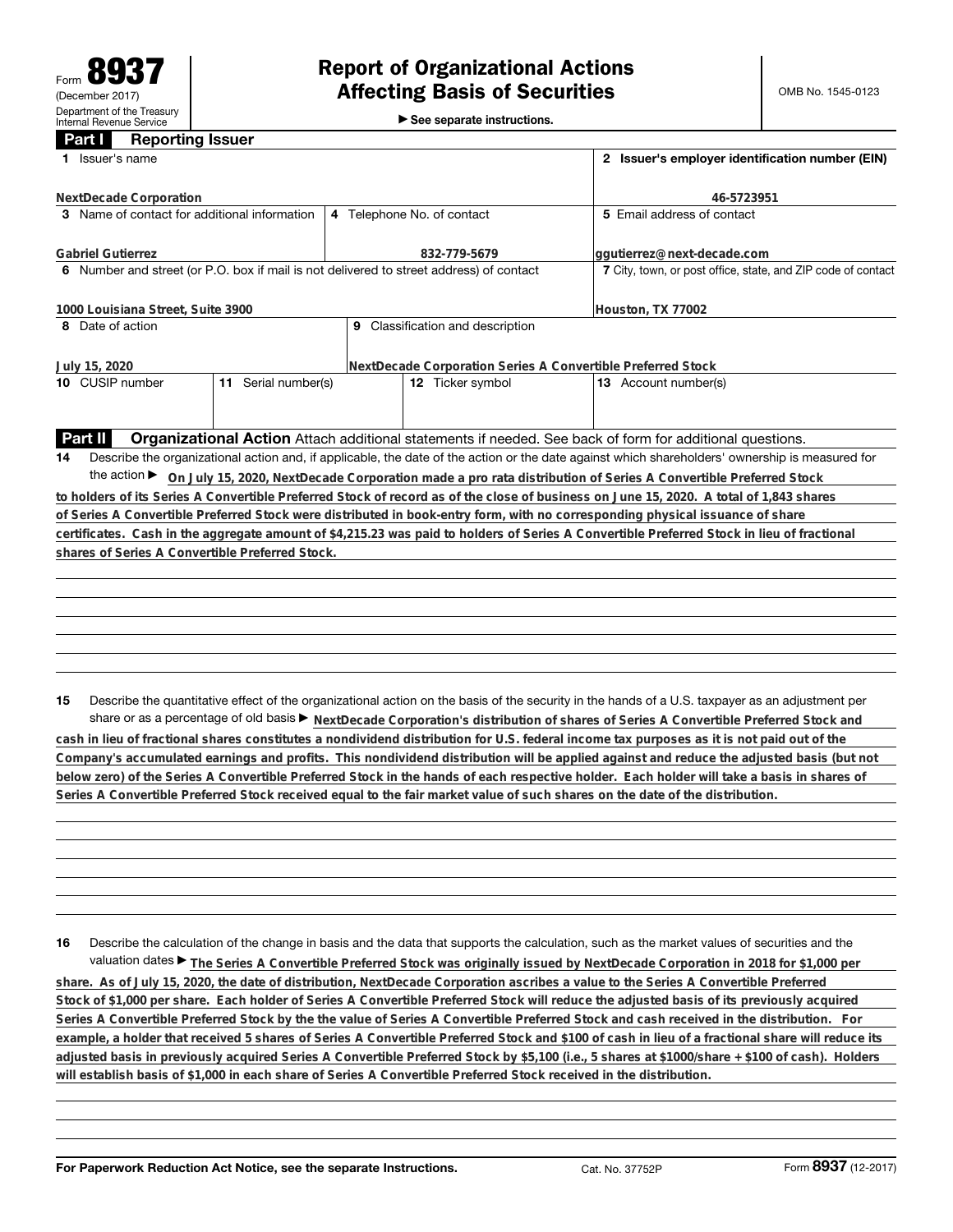Form **8937**
(December 2017)
Department of the Treasury
Internal Revenue Service

# Report of Organizational Actions Affecting Basis of Securities

► See separate instructions.

OMB No. 1545-0123

## Part I Reporting Issuer

| | |
|---|---|
| **1** Issuer's name<br>NextDecade Corporation | **2** Issuer's employer identification number (EIN)<br>46-5723951 |

| | | |
|---|---|---|
| **3** Name of contact for additional information<br>Gabriel Gutierrez | **4** Telephone No. of contact<br>832-779-5679 | **5** Email address of contact<br>ggutierrez@next-decade.com |

| | |
|---|---|
| **6** Number and street (or P.O. box if mail is not delivered to street address) of contact<br>1000 Louisiana Street, Suite 3900 | **7** City, town, or post office, state, and ZIP code of contact<br>Houston, TX 77002 |

| | |
|---|---|
| **8** Date of action<br>July 15, 2020 | **9** Classification and description<br>NextDecade Corporation Series A Convertible Preferred Stock |

| **10** CUSIP number | **11** Serial number(s) | **12** Ticker symbol | **13** Account number(s) |
|---|---|---|---|
| | | | |

## Part II Organizational Action

Attach additional statements if needed. See back of form for additional questions.

**14** Describe the organizational action and, if applicable, the date of the action or the date against which shareholders' ownership is measured for the action ► On July 15, 2020, NextDecade Corporation made a pro rata distribution of Series A Convertible Preferred Stock to holders of its Series A Convertible Preferred Stock of record as of the close of business on June 15, 2020. A total of 1,843 shares of Series A Convertible Preferred Stock were distributed in book-entry form, with no corresponding physical issuance of share certificates. Cash in the aggregate amount of $4,215.23 was paid to holders of Series A Convertible Preferred Stock in lieu of fractional shares of Series A Convertible Preferred Stock.

**15** Describe the quantitative effect of the organizational action on the basis of the security in the hands of a U.S. taxpayer as an adjustment per share or as a percentage of old basis ► NextDecade Corporation's distribution of shares of Series A Convertible Preferred Stock and cash in lieu of fractional shares constitutes a nondividend distribution for U.S. federal income tax purposes as it is not paid out of the Company's accumulated earnings and profits. This nondividend distribution will be applied against and reduce the adjusted basis (but not below zero) of the Series A Convertible Preferred Stock in the hands of each respective holder. Each holder will take a basis in shares of Series A Convertible Preferred Stock received equal to the fair market value of such shares on the date of the distribution.

**16** Describe the calculation of the change in basis and the data that supports the calculation, such as the market values of securities and the valuation dates ► The Series A Convertible Preferred Stock was originally issued by NextDecade Corporation in 2018 for $1,000 per share. As of July 15, 2020, the date of distribution, NextDecade Corporation ascribes a value to the Series A Convertible Preferred Stock of $1,000 per share. Each holder of Series A Convertible Preferred Stock will reduce the adjusted basis of its previously acquired Series A Convertible Preferred Stock by the the value of Series A Convertible Preferred Stock and cash received in the distribution. For example, a holder that received 5 shares of Series A Convertible Preferred Stock and $100 of cash in lieu of a fractional share will reduce its adjusted basis in previously acquired Series A Convertible Preferred Stock by $5,100 (i.e., 5 shares at $1000/share + $100 of cash). Holders will establish basis of $1,000 in each share of Series A Convertible Preferred Stock received in the distribution.

For Paperwork Reduction Act Notice, see the separate Instructions. Cat. No. 37752P Form **8937** (12-2017)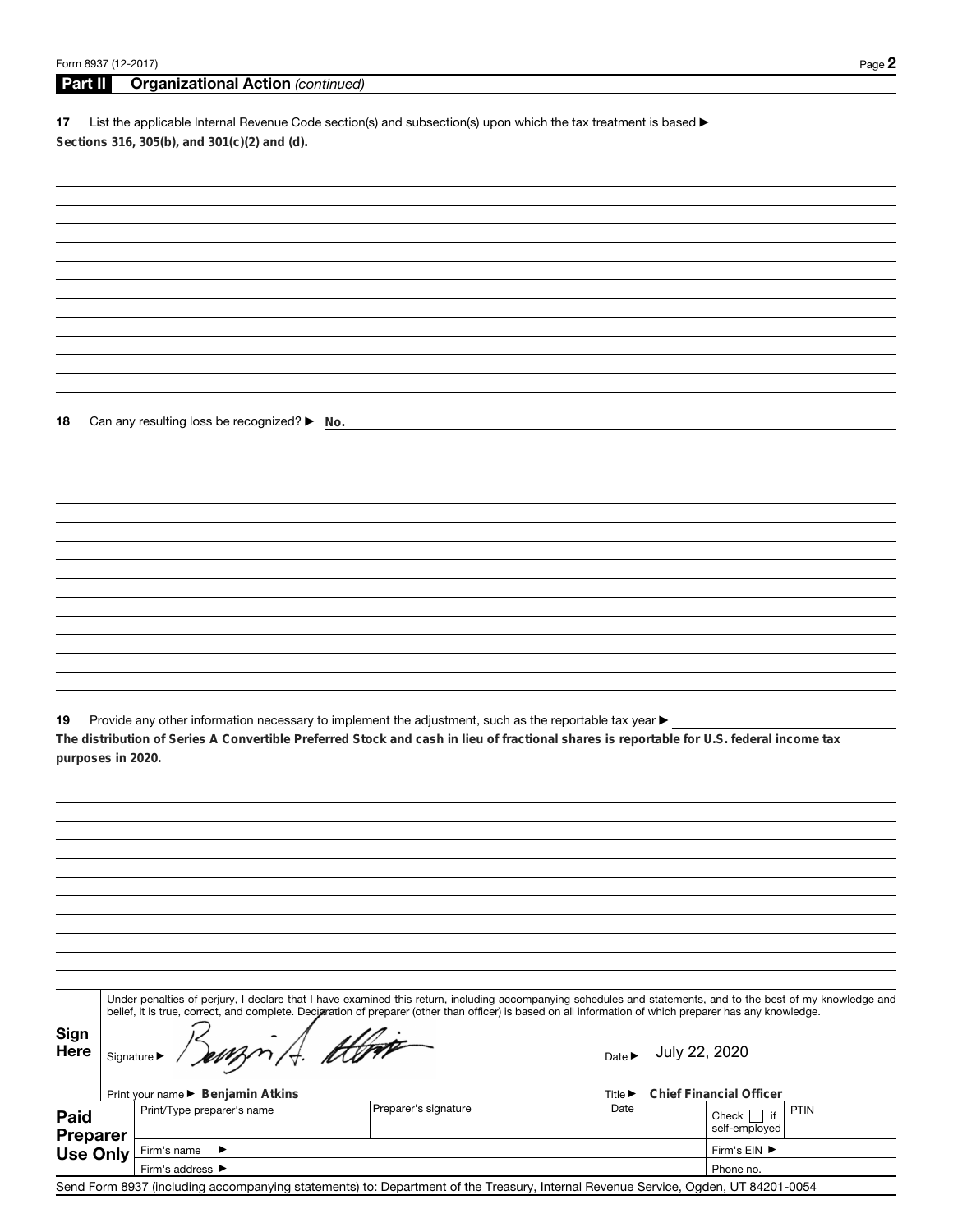**Part II** **Organizational Action** *(continued)*

**17** List the applicable Internal Revenue Code section(s) and subsection(s) upon which the tax treatment is based ►

Sections 316, 305(b), and 301(c)(2) and (d).

**18** Can any resulting loss be recognized? ► No.

**19** Provide any other information necessary to implement the adjustment, such as the reportable tax year ►

The distribution of Series A Convertible Preferred Stock and cash in lieu of fractional shares is reportable for U.S. federal income tax purposes in 2020.

**Sign Here**

Under penalties of perjury, I declare that I have examined this return, including accompanying schedules and statements, and to the best of my knowledge and belief, it is true, correct, and complete. Declaration of preparer (other than officer) is based on all information of which preparer has any knowledge.

Signature ► [signature] Date ► July 22, 2020

Print your name ► Benjamin Atkins Title ► Chief Financial Officer

| **Paid Preparer Use Only** | | | | |
|---|---|---|---|---|
| Print/Type preparer's name | Preparer's signature | Date | Check ☐ if self-employed | PTIN |
| Firm's name ► | | | Firm's EIN ► | |
| Firm's address ► | | | Phone no. | |

Send Form 8937 (including accompanying statements) to: Department of the Treasury, Internal Revenue Service, Ogden, UT 84201-0054